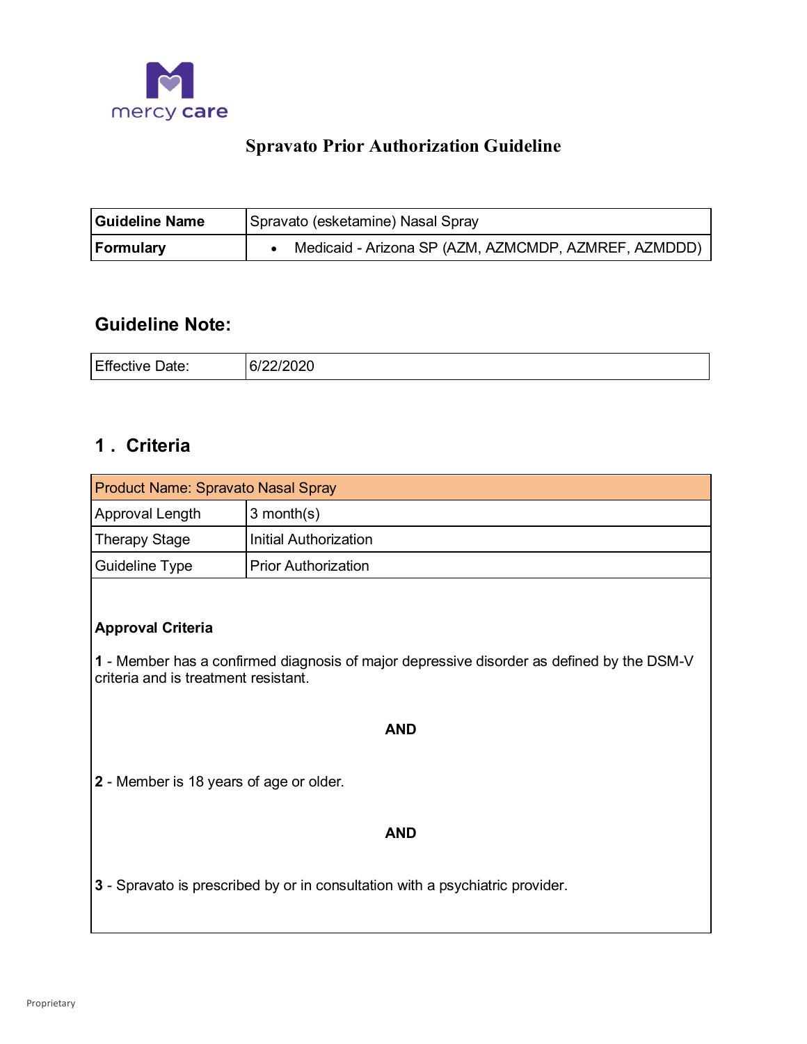mercy care

# Spravato Prior Authorization Guideline

| **Guideline Name** | Spravato (esketamine) Nasal Spray |
| --- | --- |
| **Formulary** | • Medicaid - Arizona SP (AZM, AZMCMDP, AZMREF, AZMDDD) |

## Guideline Note:

| Effective Date: | 6/22/2020 |
| --- | --- |

## 1 . Criteria

| Product Name: Spravato Nasal Spray | |
| --- | --- |
| Approval Length | 3 month(s) |
| Therapy Stage | Initial Authorization |
| Guideline Type | Prior Authorization |

**Approval Criteria**

**1** - Member has a confirmed diagnosis of major depressive disorder as defined by the DSM-V criteria and is treatment resistant.

**AND**

**2** - Member is 18 years of age or older.

**AND**

**3** - Spravato is prescribed by or in consultation with a psychiatric provider.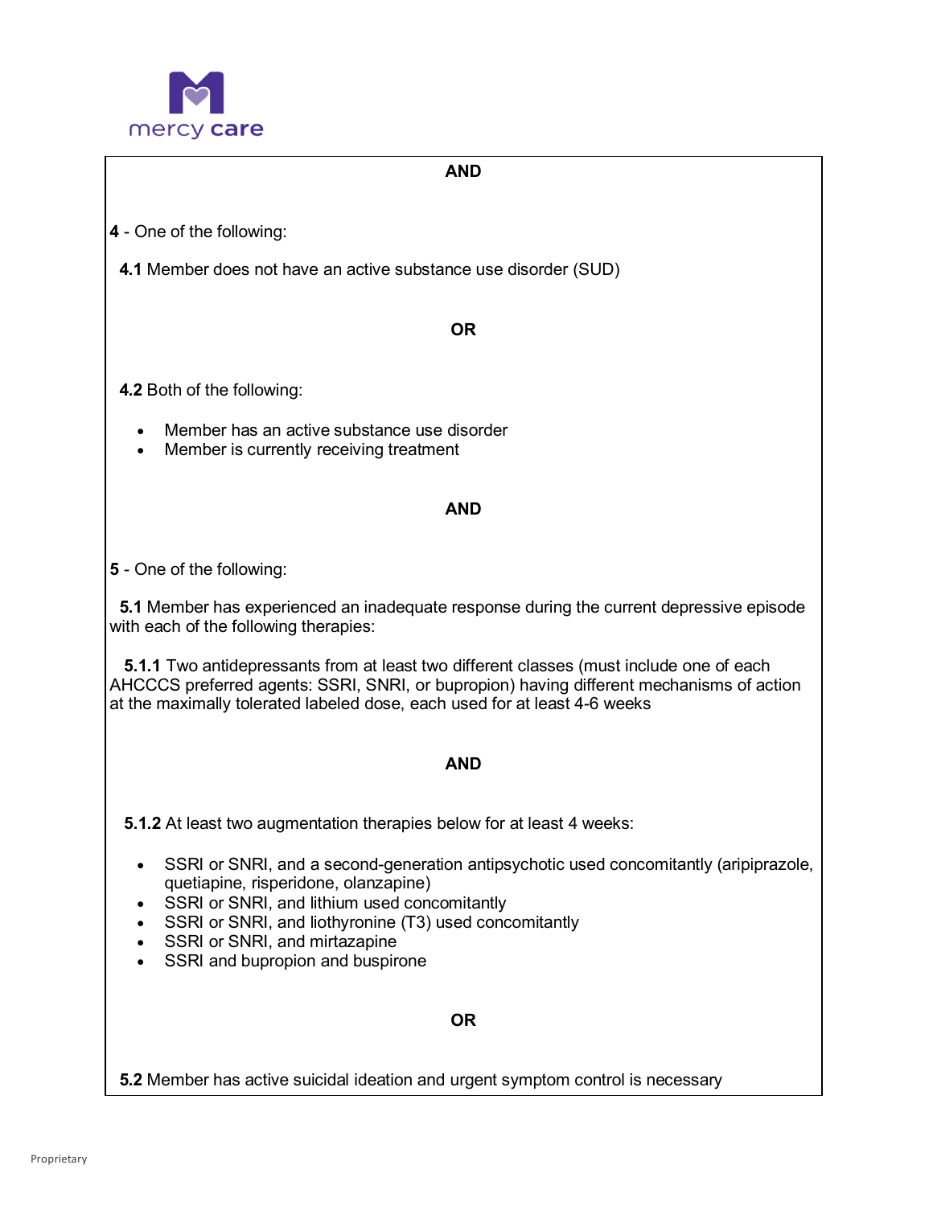**AND**

**4** - One of the following:

**4.1** Member does not have an active substance use disorder (SUD)

**OR**

**4.2** Both of the following:

- Member has an active substance use disorder
- Member is currently receiving treatment

**AND**

**5** - One of the following:

**5.1** Member has experienced an inadequate response during the current depressive episode with each of the following therapies:

**5.1.1** Two antidepressants from at least two different classes (must include one of each AHCCCS preferred agents: SSRI, SNRI, or bupropion) having different mechanisms of action at the maximally tolerated labeled dose, each used for at least 4-6 weeks

**AND**

**5.1.2** At least two augmentation therapies below for at least 4 weeks:

- SSRI or SNRI, and a second-generation antipsychotic used concomitantly (aripiprazole, quetiapine, risperidone, olanzapine)
- SSRI or SNRI, and lithium used concomitantly
- SSRI or SNRI, and liothyronine (T3) used concomitantly
- SSRI or SNRI, and mirtazapine
- SSRI and bupropion and buspirone

**OR**

**5.2** Member has active suicidal ideation and urgent symptom control is necessary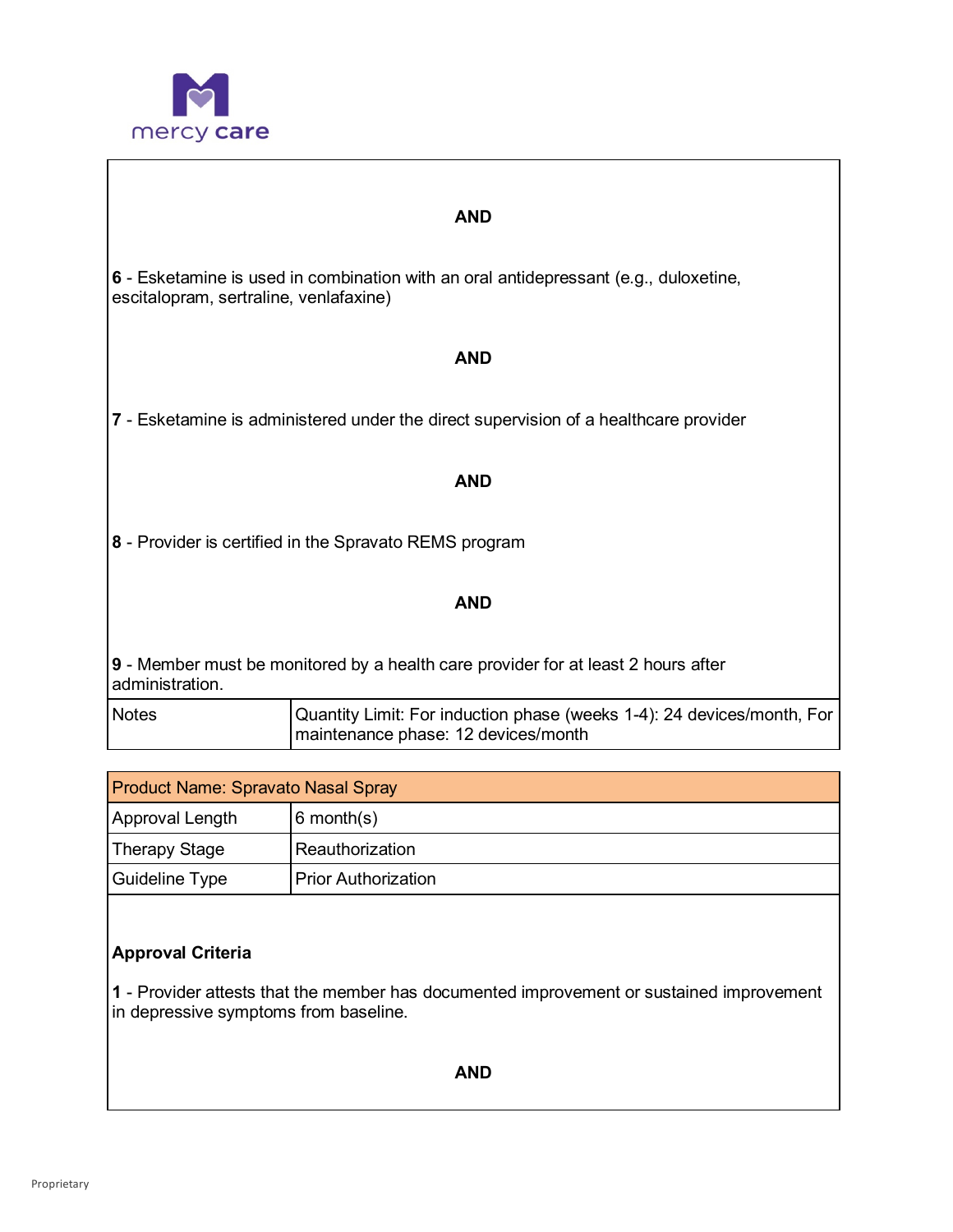**AND**

**6** - Esketamine is used in combination with an oral antidepressant (e.g., duloxetine, escitalopram, sertraline, venlafaxine)

**AND**

**7** - Esketamine is administered under the direct supervision of a healthcare provider

**AND**

**8** - Provider is certified in the Spravato REMS program

**AND**

**9** - Member must be monitored by a health care provider for at least 2 hours after administration.

| Notes | Quantity Limit: For induction phase (weeks 1-4): 24 devices/month, For maintenance phase: 12 devices/month |
|---|---|

| Product Name: Spravato Nasal Spray | |
|---|---|
| Approval Length | 6 month(s) |
| Therapy Stage | Reauthorization |
| Guideline Type | Prior Authorization |

**Approval Criteria**

**1** - Provider attests that the member has documented improvement or sustained improvement in depressive symptoms from baseline.

**AND**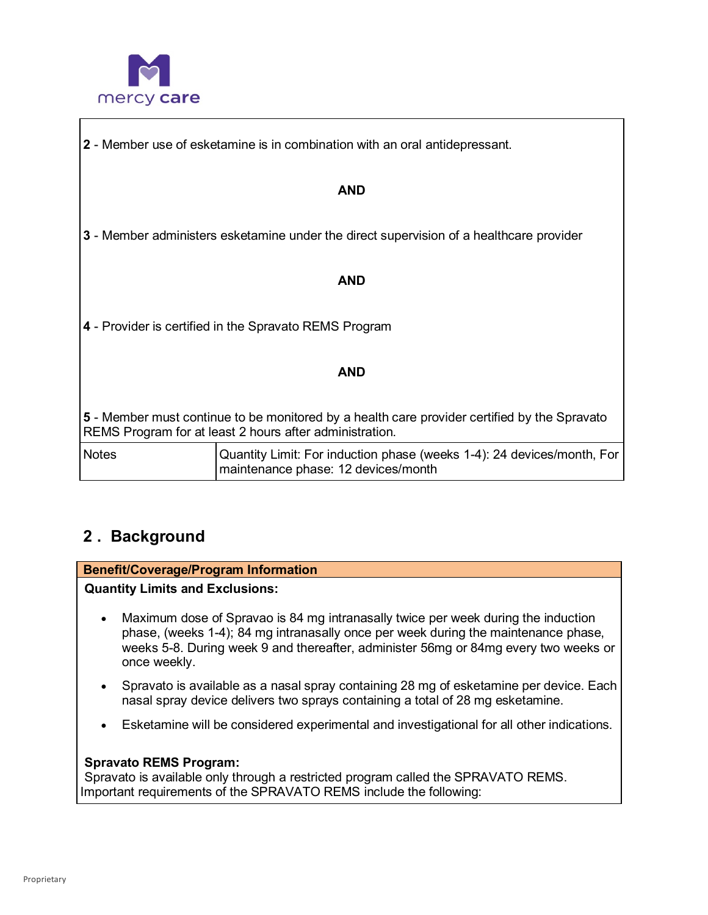2 - Member use of esketamine is in combination with an oral antidepressant.

**AND**

3 - Member administers esketamine under the direct supervision of a healthcare provider

**AND**

4 - Provider is certified in the Spravato REMS Program

**AND**

5 - Member must continue to be monitored by a health care provider certified by the Spravato REMS Program for at least 2 hours after administration.

| Notes | Quantity Limit: For induction phase (weeks 1-4): 24 devices/month, For maintenance phase: 12 devices/month |
|---|---|

## 2 . Background

**Benefit/Coverage/Program Information**

**Quantity Limits and Exclusions:**

- Maximum dose of Spravao is 84 mg intranasally twice per week during the induction phase, (weeks 1-4); 84 mg intranasally once per week during the maintenance phase, weeks 5-8. During week 9 and thereafter, administer 56mg or 84mg every two weeks or once weekly.
- Spravato is available as a nasal spray containing 28 mg of esketamine per device. Each nasal spray device delivers two sprays containing a total of 28 mg esketamine.
- Esketamine will be considered experimental and investigational for all other indications.

**Spravato REMS Program:**
Spravato is available only through a restricted program called the SPRAVATO REMS. Important requirements of the SPRAVATO REMS include the following: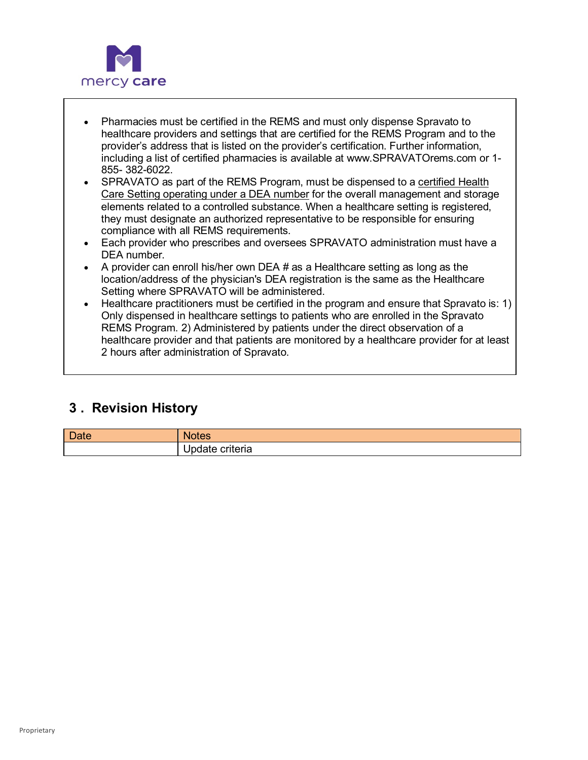- Pharmacies must be certified in the REMS and must only dispense Spravato to healthcare providers and settings that are certified for the REMS Program and to the provider's address that is listed on the provider's certification. Further information, including a list of certified pharmacies is available at www.SPRAVATOrems.com or 1-855- 382-6022.
- SPRAVATO as part of the REMS Program, must be dispensed to a certified Health Care Setting operating under a DEA number for the overall management and storage elements related to a controlled substance. When a healthcare setting is registered, they must designate an authorized representative to be responsible for ensuring compliance with all REMS requirements.
- Each provider who prescribes and oversees SPRAVATO administration must have a DEA number.
- A provider can enroll his/her own DEA # as a Healthcare setting as long as the location/address of the physician's DEA registration is the same as the Healthcare Setting where SPRAVATO will be administered.
- Healthcare practitioners must be certified in the program and ensure that Spravato is: 1) Only dispensed in healthcare settings to patients who are enrolled in the Spravato REMS Program. 2) Administered by patients under the direct observation of a healthcare provider and that patients are monitored by a healthcare provider for at least 2 hours after administration of Spravato.

## 3. Revision History

| Date | Notes |
|---|---|
| | Update criteria |